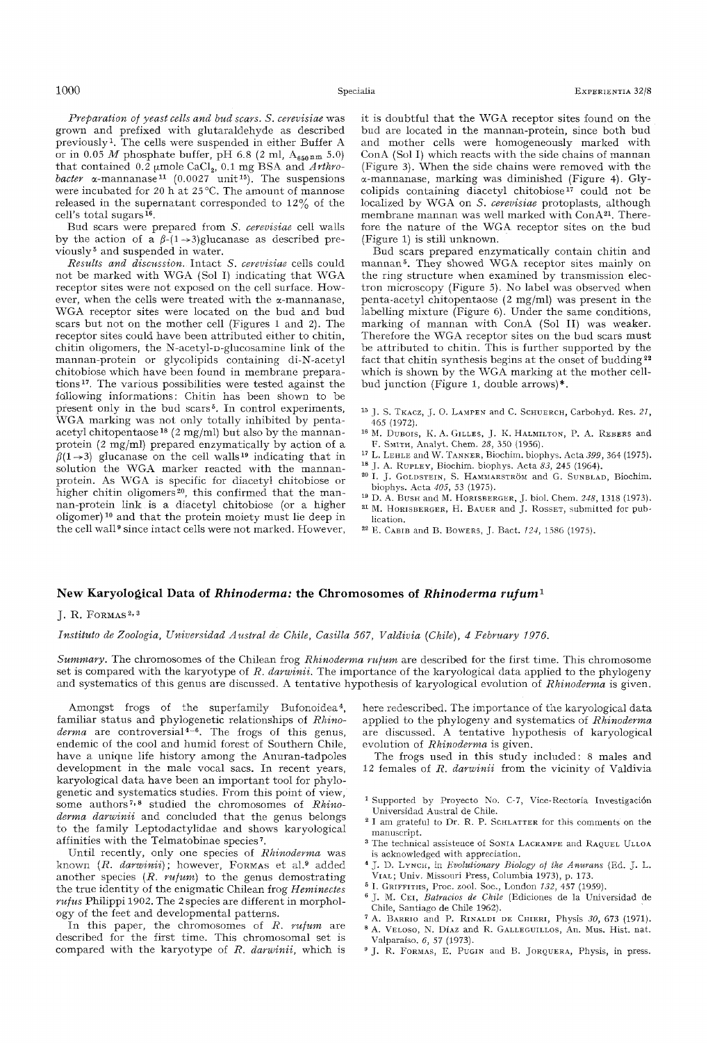*Preparation of yeast cells and bud scars. S. cerevisiae* was grown and prefixed with glutaraldehyde as described previously[1]. The cells were suspended in either Buffer A or in 0.05 *M* phosphate buffer, pH 6.8 (2 ml, $A_{650\,nm}$ 5.0) that contained 0.2 µmole $CaCl_2$, 0.1 mg BSA and *Arthrobacter* α-mannanase[11] (0.0027 unit[15]). The suspensions were incubated for 20 h at 25 °C. The amount of mannose released in the supernatant corresponded to 12% of the cell's total sugars[16].

Bud scars were prepared from *S. cerevisiae* cell walls by the action of a β-(1→3)glucanase as described previously[5] and suspended in water.

*Results and discussion.* Intact *S. cerevisiae* cells could not be marked with WGA (Sol I) indicating that WGA receptor sites were not exposed on the cell surface. However, when the cells were treated with the α-mannanase, WGA receptor sites were located on the bud and bud scars but not on the mother cell (Figures 1 and 2). The receptor sites could have been attributed either to chitin, chitin oligomers, the N-acetyl-D-glucosamine link of the mannan-protein or glycolipids containing di-N-acetyl chitobiose which have been found in membrane preparations[17]. The various possibilities were tested against the following informations: Chitin has been shown to be present only in the bud scars[5]. In control experiments, WGA marking was not only totally inhibited by penta-acetyl chitopentaose[18] (2 mg/ml) but also by the mannan-protein (2 mg/ml) prepared enzymatically by action of a β(1→3) glucanase on the cell walls[19] indicating that in solution the WGA marker reacted with the mannan-protein. As WGA is specific for diacetyl chitobiose or higher chitin oligomers[20], this confirmed that the mannan-protein link is a diacetyl chitobiose (or a higher oligomer)[10] and that the protein moiety must lie deep in the cell wall[9] since intact cells were not marked. However, it is doubtful that the WGA receptor sites found on the bud are located in the mannan-protein, since both bud and mother cells were homogeneously marked with ConA (Sol I) which reacts with the side chains of mannan (Figure 3). When the side chains were removed with the α-mannanase, marking was diminished (Figure 4). Glycolipids containing diacetyl chitobiose[17] could not be localized by WGA on *S. cerevisiae* protoplasts, although membrane mannan was well marked with ConA[21]. Therefore the nature of the WGA receptor sites on the bud (Figure 1) is still unknown.

Bud scars prepared enzymatically contain chitin and mannan[5]. They showed WGA receptor sites mainly on the ring structure when examined by transmission electron microscopy (Figure 5). No label was observed when penta-acetyl chitopentaose (2 mg/ml) was present in the labelling mixture (Figure 6). Under the same conditions, marking of mannan with ConA (Sol II) was weaker. Therefore the WGA receptor sites on the bud scars must be attributed to chitin. This is further supported by the fact that chitin synthesis begins at the onset of budding[22] which is shown by the WGA marking at the mother cell-bud junction (Figure 1, double arrows)*.

[15] J. S. Tkacz, J. O. Lampen and C. Schuerch, Carbohyd. Res. *21*, 465 (1972).

[16] M. Dubois, K. A. Gilles, J. K. Halmilton, P. A. Rebers and F. Smith, Analyt. Chem. *28*, 350 (1956).

[17] L. Lehle and W. Tanner, Biochim. biophys. Acta *399*, 364 (1975).

[18] J. A. Rupley, Biochim. biophys. Acta *83*, 245 (1964).

[20] I. J. Goldstein, S. Hammarström and G. Sunblad, Biochim. biophys. Acta *405*, 53 (1975).

[19] D. A. Bush and M. Horisberger, J. biol. Chem. *248*, 1318 (1973).

[21] M. Horisberger, H. Bauer and J. Rosset, submitted for publication.

[22] E. Cabib and B. Bowers, J. Bact. *124*, 1586 (1975).

## New Karyological Data of *Rhinoderma*: the Chromosomes of *Rhinoderma rufum*[1]

J. R. Formas[2,3]

*Instituto de Zoologia, Universidad Austral de Chile, Casilla 567, Valdivia (Chile), 4 February 1976.*

*Summary.* The chromosomes of the Chilean frog *Rhinoderma rufum* are described for the first time. This chromosome set is compared with the karyotype of *R. darwinii*. The importance of the karyological data applied to the phylogeny and systematics of this genus are discussed. A tentative hypothesis of karyological evolution of *Rhinoderma* is given.

Amongst frogs of the superfamily Bufonoidea[4], familiar status and phylogenetic relationships of *Rhinoderma* are controversial[4-6]. The frogs of this genus, endemic of the cool and humid forest of Southern Chile, have a unique life history among the Anuran-tadpoles development in the male vocal sacs. In recent years, karyological data have been an important tool for phylogenetic and systematics studies. From this point of view, some authors[7,8] studied the chromosomes of *Rhinoderma darwinii* and concluded that the genus belongs to the family Leptodactylidae and shows karyological affinities with the Telmatobinae species[7].

Until recently, only one species of *Rhinoderma* was known (*R. darwinii*); however, Formas et al.[9] added another species (*R. rufum*) to the genus demostrating the true identity of the enigmatic Chilean frog *Heminectes rufus* Philippi 1902. The 2 species are different in morphology of the feet and developmental patterns.

In this paper, the chromosomes of *R. rufum* are described for the first time. This chromosomal set is compared with the karyotype of *R. darwinii*, which is here redescribed. The importance of the karyological data applied to the phylogeny and systematics of *Rhinoderma* are discussed. A tentative hypothesis of karyological evolution of *Rhinoderma* is given.

The frogs used in this study included: 8 males and 12 females of *R. darwinii* from the vicinity of Valdivia

[1] Supported by Proyecto No. C-7, Vice-Rectoría Investigación Universidad Austral de Chile.

[2] I am grateful to Dr. R. P. Schlatter for this comments on the manuscript.

[3] The technical assistence of Sonia Lacrampe and Raquel Ulloa is acknowledged with appreciation.

[4] J. D. Lynch, in *Evolutionary Biology of the Anurans* (Ed. J. L. Vial; Univ. Missouri Press, Columbia 1973), p. 173.

[5] I. Griffiths, Proc. zool. Soc., London *132*, 457 (1959).

[6] J. M. Cei, *Batracios de Chile* (Ediciones de la Universidad de Chile, Santiago de Chile 1962).

[7] A. Barrio and P. Rinaldi de Chieri, Physis *30*, 673 (1971).

[8] A. Veloso, N. Díaz and R. Galleguillos, An. Mus. Hist. nat. Valparaíso. *6*, 57 (1973).

[9] J. R. Formas, E. Pugin and B. Jorquera, Physis, in press.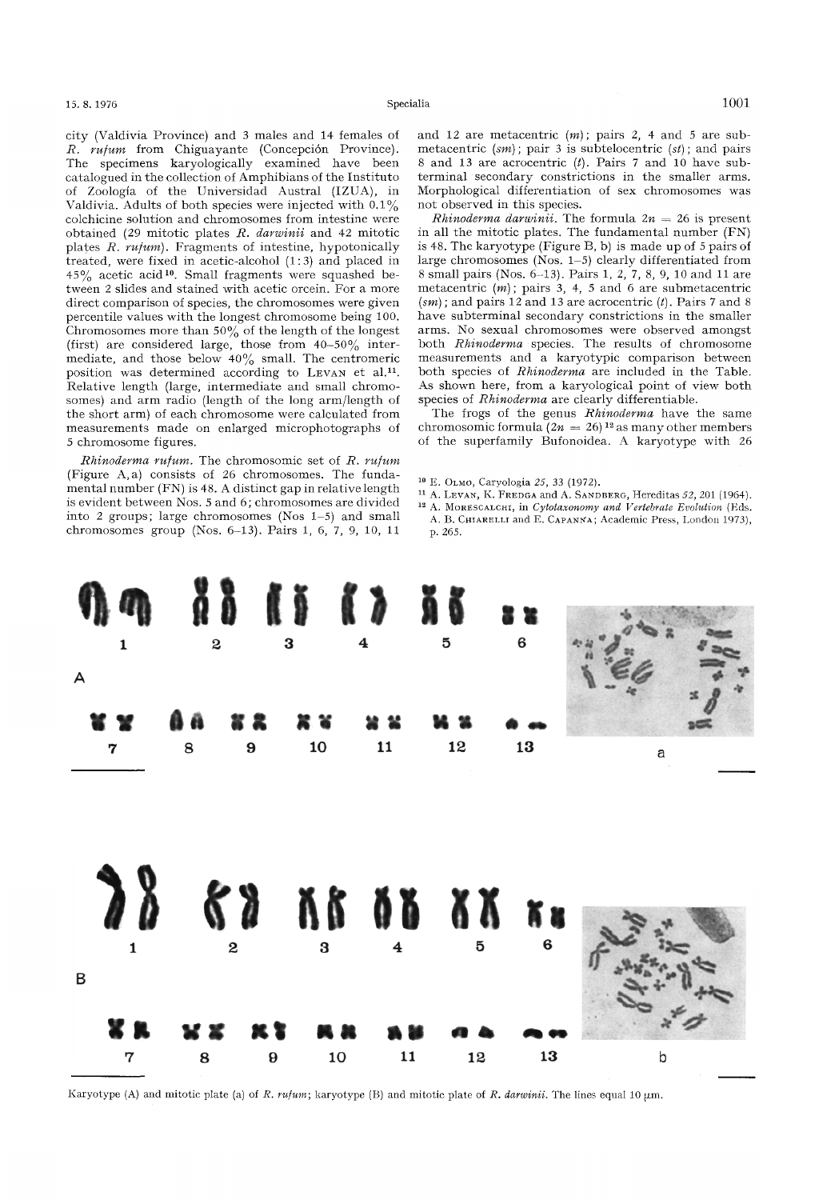city (Valdivia Province) and 3 males and 14 females of *R. rufum* from Chiguayante (Concepción Province). The specimens karyologically examined have been catalogued in the collection of Amphibians of the Instituto of Zoología of the Universidad Austral (IZUA), in Valdivia. Adults of both species were injected with 0.1% colchicine solution and chromosomes from intestine were obtained (29 mitotic plates *R. darwinii* and 42 mitotic plates *R. rufum*). Fragments of intestine, hypotonically treated, were fixed in acetic-alcohol (1:3) and placed in 45% acetic acid[10]. Small fragments were squashed between 2 slides and stained with acetic orcein. For a more direct comparison of species, the chromosomes were given percentile values with the longest chromosome being 100. Chromosomes more than 50% of the length of the longest (first) are considered large, those from 40–50% intermediate, and those below 40% small. The centromeric position was determined according to LEVAN et al.[11]. Relative length (large, intermediate and small chromosomes) and arm radio (length of the long arm/length of the short arm) of each chromosome were calculated from measurements made on enlarged microphotographs of 5 chromosome figures.

*Rhinoderma rufum.* The chromosomic set of *R. rufum* (Figure A, a) consists of 26 chromosomes. The fundamental number (FN) is 48. A distinct gap in relative length is evident between Nos. 5 and 6; chromosomes are divided into 2 groups; large chromosomes (Nos 1–5) and small chromosomes group (Nos. 6–13). Pairs 1, 6, 7, 9, 10, 11 and 12 are metacentric (*m*); pairs 2, 4 and 5 are submetacentric (*sm*); pair 3 is subtelocentric (*st*); and pairs 8 and 13 are acrocentric (*t*). Pairs 7 and 10 have subterminal secondary constrictions in the smaller arms. Morphological differentiation of sex chromosomes was not observed in this species.

*Rhinoderma darwinii.* The formula $2n = 26$ is present in all the mitotic plates. The fundamental number (FN) is 48. The karyotype (Figure B, b) is made up of 5 pairs of large chromosomes (Nos. 1–5) clearly differentiated from 8 small pairs (Nos. 6–13). Pairs 1, 2, 7, 8, 9, 10 and 11 are metacentric (*m*); pairs 3, 4, 5 and 6 are submetacentric (*sm*); and pairs 12 and 13 are acrocentric (*t*). Pairs 7 and 8 have subterminal secondary constrictions in the smaller arms. No sexual chromosomes were observed amongst both *Rhinoderma* species. The results of chromosome measurements and a karyotypic comparison between both species of *Rhinoderma* are included in the Table. As shown here, from a karyological point of view both species of *Rhinoderma* are clearly differentiable.

The frogs of the genus *Rhinoderma* have the same chromosomic formula ($2n = 26$)[12] as many other members of the superfamily Bufonoidea. A karyotype with 26

[10] E. OLMO, Caryologia *25*, 33 (1972).

[11] A. LEVAN, K. FREDGA and A. SANDBERG, Hereditas *52*, 201 (1964).

[12] A. MORESCALCHI, in *Cytotaxonomy and Vertebrate Evolution* (Eds. A. B. CHIARELLI and E. CAPANNA; Academic Press, London 1973), p. 265.

Karyotype (A) and mitotic plate (a) of *R. rufum*; karyotype (B) and mitotic plate of *R. darwinii*. The lines equal 10 µm.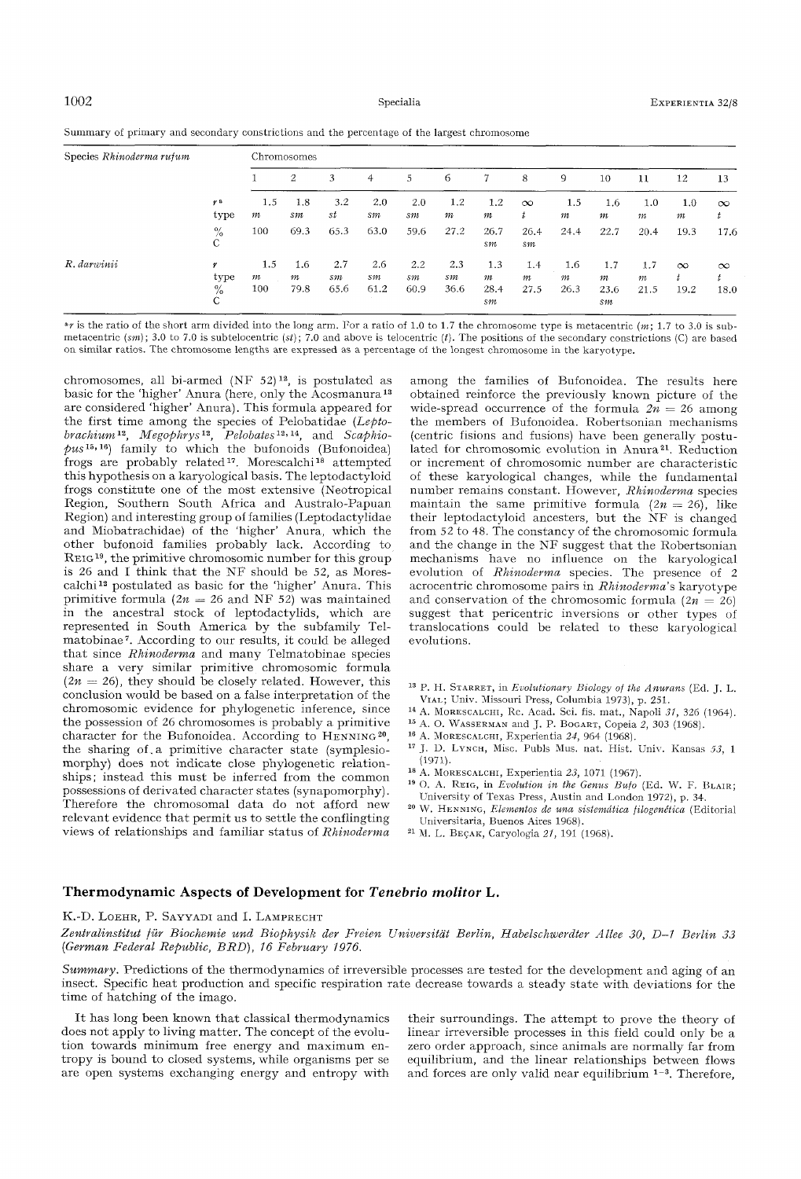Summary of primary and secondary constrictions and the percentage of the largest chromosome

| Species *Rhinoderma rufum* | | Chromosomes | | | | | | | | | | | | |
|---|---|---|---|---|---|---|---|---|---|---|---|---|---|---|
| | | 1 | 2 | 3 | 4 | 5 | 6 | 7 | 8 | 9 | 10 | 11 | 12 | 13 |
| | $r$[a] | 1.5 | 1.8 | 3.2 | 2.0 | 2.0 | 1.2 | 1.2 | $\infty$ | 1.5 | 1.6 | 1.0 | 1.0 | $\infty$ |
| | type | *m* | *sm* | *st* | *sm* | *sm* | *m* | *m* | *t* | *m* | *m* | *m* | *m* | *t* |
| | % | 100 | 69.3 | 65.3 | 63.0 | 59.6 | 27.2 | 26.7 | 26.4 | 24.4 | 22.7 | 20.4 | 19.3 | 17.6 |
| | C | | | | | | | *sm* | *sm* | | | | | |
| *R. darwinii* | $r$ | 1.5 | 1.6 | 2.7 | 2.6 | 2.2 | 2.3 | 1.3 | 1.4 | 1.6 | 1.7 | 1.7 | $\infty$ | $\infty$ |
| | type | *m* | *m* | *sm* | *sm* | *sm* | *sm* | *m* | *m* | *m* | *m* | *m* | *t* | *t* |
| | % | 100 | 79.8 | 65.6 | 61.2 | 60.9 | 36.6 | 28.4 | 27.5 | 26.3 | 23.6 | 21.5 | 19.2 | 18.0 |
| | C | | | | | | | *sm* | | | *sm* | | | |

[a] $r$ is the ratio of the short arm divided into the long arm. For a ratio of 1.0 to 1.7 the chromosome type is metacentric (*m*; 1.7 to 3.0 is submetacentric (*sm*); 3.0 to 7.0 is subtelocentric (*st*); 7.0 and above is telocentric (*t*). The positions of the secondary constrictions (C) are based on similar ratios. The chromosome lengths are expressed as a percentage of the longest chromosome in the karyotype.

chromosomes, all bi-armed (NF 52)[12], is postulated as basic for the 'higher' Anura (here, only the Acosmanura[13] are considered 'higher' Anura). This formula appeared for the first time among the species of Pelobatidae (*Leptobrachium*[12], *Megophrys*[12], *Pelobates*[12,14], and *Scaphiopus*[15,16]) family to which the bufonoids (Bufonoidea) frogs are probably related[17]. Morescalchi[18] attempted this hypothesis on a karyological basis. The leptodactyloid frogs constitute one of the most extensive (Neotropical Region, Southern South Africa and Australo-Papuan Region) and interesting group of families (Leptodactylidae and Miobatrachidae) of the 'higher' Anura, which the other bufonoid families probably lack. According to Reig[19], the primitive chromosomic number for this group is 26 and I think that the NF should be 52, as Morescalchi[12] postulated as basic for the 'higher' Anura. This primitive formula ($2n = 26$ and NF 52) was maintained in the ancestral stock of leptodactylids, which are represented in South America by the subfamily Telmatobinae[7]. According to our results, it could be alleged that since *Rhinoderma* and many Telmatobinae species share a very similar primitive chromosomic formula ($2n = 26$), they should be closely related. However, this conclusion would be based on a false interpretation of the chromosomic evidence for phylogenetic inference, since the possession of 26 chromosomes is probably a primitive character for the Bufonoidea. According to Henning[20], the sharing of a primitive character state (symplesiomorphy) does not indicate close phylogenetic relationships; instead this must be inferred from the common possessions of derivated character states (synapomorphy). Therefore the chromosomal data do not afford new relevant evidence that permit us to settle the conflingting views of relationships and familiar status of *Rhinoderma* among the families of Bufonoidea. The results here obtained reinforce the previously known picture of the wide-spread occurrence of the formula $2n = 26$ among the members of Bufonoidea. Robertsonian mechanisms (centric fisions and fusions) have been generally postulated for chromosomic evolution in Anura[21]. Reduction or increment of chromosomic number are characteristic of these karyological changes, while the fundamental number remains constant. However, *Rhinoderma* species maintain the same primitive formula ($2n = 26$), like their leptodactyloid ancesters, but the NF is changed from 52 to 48. The constancy of the chromosomic formula and the change in the NF suggest that the Robertsonian mechanisms have no influence on the karyological evolution of *Rhinoderma* species. The presence of 2 acrocentric chromosome pairs in *Rhinoderma*'s karyotype and conservation of the chromosomic formula ($2n = 26$) suggest that pericentric inversions or other types of translocations could be related to these karyological evolutions.

[13] P. H. Starret, in *Evolutionary Biology of the Anurans* (Ed. J. L. Vial; Univ. Missouri Press, Columbia 1973), p. 251.

[14] A. Morescalchi, Rc. Acad. Sci. fis. mat., Napoli *31*, 326 (1964).

[15] A. O. Wasserman and J. P. Bogart, Copeia *2*, 303 (1968).

[16] A. Morescalchi, Experientia *24*, 964 (1968).

[17] J. D. Lynch, Misc. Publs Mus. nat. Hist. Univ. Kansas *53*, 1 (1971).

[18] A. Morescalchi, Experientia *23*, 1071 (1967).

[19] O. A. Reig, in *Evolution in the Genus Bufo* (Ed. W. F. Blair; University of Texas Press, Austin and London 1972), p. 34.

[20] W. Henning, *Elementos de una sistemática filogenética* (Editorial Universitaria, Buenos Aires 1968).

[21] M. L. Beçak, Caryologia *21*, 191 (1968).

## Thermodynamic Aspects of Development for *Tenebrio molitor* L.

K.-D. Loehr, P. Sayyadi and I. Lamprecht

*Zentralinstitut für Biochemie und Biophysik der Freien Universität Berlin, Habelschwerdter Allee 30, D-1 Berlin 33 (German Federal Republic, BRD), 16 February 1976.*

*Summary*. Predictions of the thermodynamics of irreversible processes are tested for the development and aging of an insect. Specific heat production and specific respiration rate decrease towards a steady state with deviations for the time of hatching of the imago.

It has long been known that classical thermodynamics does not apply to living matter. The concept of the evolution towards minimum free energy and maximum entropy is bound to closed systems, while organisms per se are open systems exchanging energy and entropy with their surroundings. The attempt to prove the theory of linear irreversible processes in this field could only be a zero order approach, since animals are normally far from equilibrium, and the linear relationships between flows and forces are only valid near equilibrium [1-3]. Therefore,